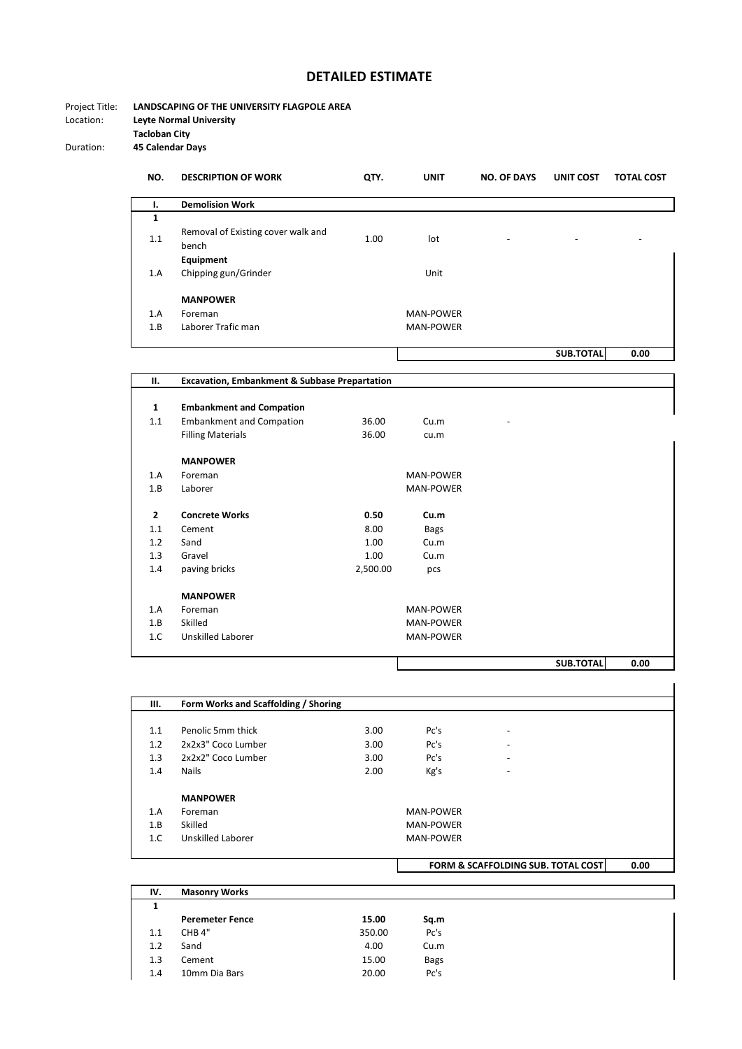# DETAILED ESTIMATE

Project Title: **LANDSCAPING OF THE UNIVERSITY FLAGPOLE AREA**
Location: **Leyte Normal University**
**Tacloban City**
Duration: **45 Calendar Days**

| NO. | DESCRIPTION OF WORK | QTY. | UNIT | NO. OF DAYS | UNIT COST | TOTAL COST |
|---|---|---|---|---|---|---|
| **I.** | **Demolision Work** | | | | | |
| **1** | | | | | | |
| 1.1 | Removal of Existing cover walk and bench | 1.00 | lot | - | - | - |
| | **Equipment** | | | | | |
| 1.A | Chipping gun/Grinder | | Unit | | | |
| | **MANPOWER** | | | | | |
| 1.A | Foreman | | MAN-POWER | | | |
| 1.B | Laborer Trafic man | | MAN-POWER | | | |
| | | | | | **SUB.TOTAL** | **0.00** |
| **II.** | **Excavation, Embankment & Subbase Prepartation** | | | | | |
| **1** | **Embankment and Compation** | | | | | |
| 1.1 | Embankment and Compation | 36.00 | Cu.m | - | | |
| | Filling Materials | 36.00 | cu.m | | | |
| | **MANPOWER** | | | | | |
| 1.A | Foreman | | MAN-POWER | | | |
| 1.B | Laborer | | MAN-POWER | | | |
| **2** | **Concrete Works** | **0.50** | **Cu.m** | | | |
| 1.1 | Cement | 8.00 | Bags | | | |
| 1.2 | Sand | 1.00 | Cu.m | | | |
| 1.3 | Gravel | 1.00 | Cu.m | | | |
| 1.4 | paving bricks | 2,500.00 | pcs | | | |
| | **MANPOWER** | | | | | |
| 1.A | Foreman | | MAN-POWER | | | |
| 1.B | Skilled | | MAN-POWER | | | |
| 1.C | Unskilled Laborer | | MAN-POWER | | | |
| | | | | | **SUB.TOTAL** | **0.00** |
| **III.** | **Form Works and Scaffolding / Shoring** | | | | | |
| 1.1 | Penolic 5mm thick | 3.00 | Pc's | - | | |
| 1.2 | 2x2x3" Coco Lumber | 3.00 | Pc's | - | | |
| 1.3 | 2x2x2" Coco Lumber | 3.00 | Pc's | - | | |
| 1.4 | Nails | 2.00 | Kg's | - | | |
| | **MANPOWER** | | | | | |
| 1.A | Foreman | | MAN-POWER | | | |
| 1.B | Skilled | | MAN-POWER | | | |
| 1.C | Unskilled Laborer | | MAN-POWER | | | |
| | | | **FORM & SCAFFOLDING SUB. TOTAL COST** | | | **0.00** |
| **IV.** | **Masonry Works** | | | | | |
| **1** | | | | | | |
| | **Peremeter Fence** | **15.00** | **Sq.m** | | | |
| 1.1 | CHB 4" | 350.00 | Pc's | | | |
| 1.2 | Sand | 4.00 | Cu.m | | | |
| 1.3 | Cement | 15.00 | Bags | | | |
| 1.4 | 10mm Dia Bars | 20.00 | Pc's | | | |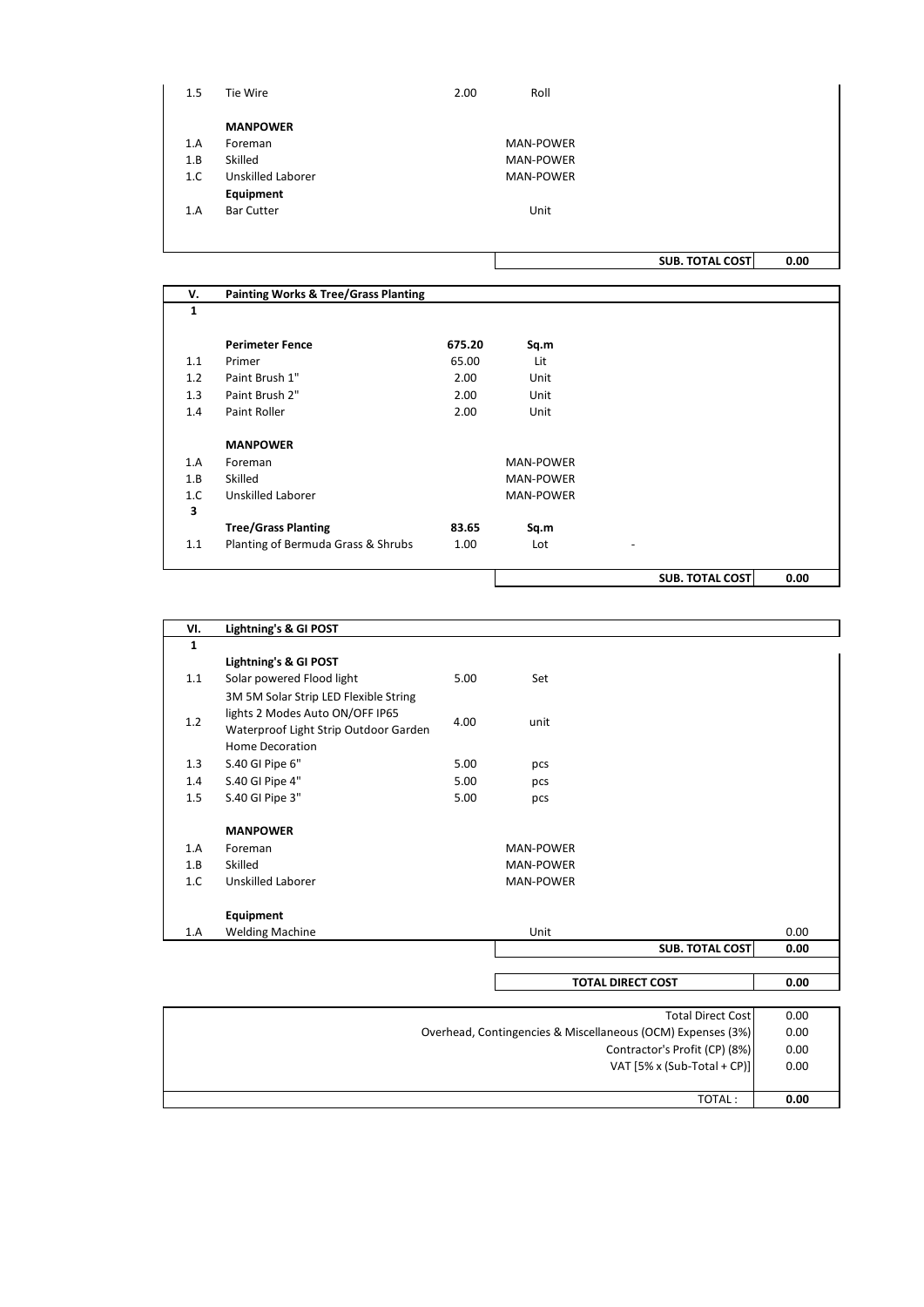| | | | | | |
|---|---|---|---|---|---|
| 1.5 | Tie Wire | 2.00 | Roll | | |
| | **MANPOWER** | | | | |
| 1.A | Foreman | | MAN-POWER | | |
| 1.B | Skilled | | MAN-POWER | | |
| 1.C | Unskilled Laborer | | MAN-POWER | | |
| | **Equipment** | | | | |
| 1.A | Bar Cutter | | Unit | | |
| | | | | **SUB. TOTAL COST** | **0.00** |

| V. | Painting Works & Tree/Grass Planting | | | | |
|---|---|---|---|---|---|
| **1** | | | | | |
| | **Perimeter Fence** | **675.20** | **Sq.m** | | |
| 1.1 | Primer | 65.00 | Lit | | |
| 1.2 | Paint Brush 1" | 2.00 | Unit | | |
| 1.3 | Paint Brush 2" | 2.00 | Unit | | |
| 1.4 | Paint Roller | 2.00 | Unit | | |
| | **MANPOWER** | | | | |
| 1.A | Foreman | | MAN-POWER | | |
| 1.B | Skilled | | MAN-POWER | | |
| 1.C | Unskilled Laborer | | MAN-POWER | | |
| **3** | | | | | |
| | **Tree/Grass Planting** | **83.65** | **Sq.m** | | |
| 1.1 | Planting of Bermuda Grass & Shrubs | 1.00 | Lot | - | |
| | | | | **SUB. TOTAL COST** | **0.00** |

| VI. | Lightning's & GI POST | | | | |
|---|---|---|---|---|---|
| **1** | | | | | |
| | **Lightning's & GI POST** | | | | |
| 1.1 | Solar powered Flood light | 5.00 | Set | | |
| 1.2 | 3M 5M Solar Strip LED Flexible String lights 2 Modes Auto ON/OFF IP65 Waterproof Light Strip Outdoor Garden Home Decoration | 4.00 | unit | | |
| 1.3 | S.40 GI Pipe 6" | 5.00 | pcs | | |
| 1.4 | S.40 GI Pipe 4" | 5.00 | pcs | | |
| 1.5 | S.40 GI Pipe 3" | 5.00 | pcs | | |
| | **MANPOWER** | | | | |
| 1.A | Foreman | | MAN-POWER | | |
| 1.B | Skilled | | MAN-POWER | | |
| 1.C | Unskilled Laborer | | MAN-POWER | | |
| | **Equipment** | | | | |
| 1.A | Welding Machine | | Unit | | 0.00 |
| | | | | **SUB. TOTAL COST** | **0.00** |
| | | | | **TOTAL DIRECT COST** | **0.00** |

| | |
|---|---|
| Total Direct Cost | 0.00 |
| Overhead, Contingencies & Miscellaneous (OCM) Expenses (3%) | 0.00 |
| Contractor's Profit (CP) (8%) | 0.00 |
| VAT [5% x (Sub-Total + CP)] | 0.00 |
| TOTAL : | **0.00** |